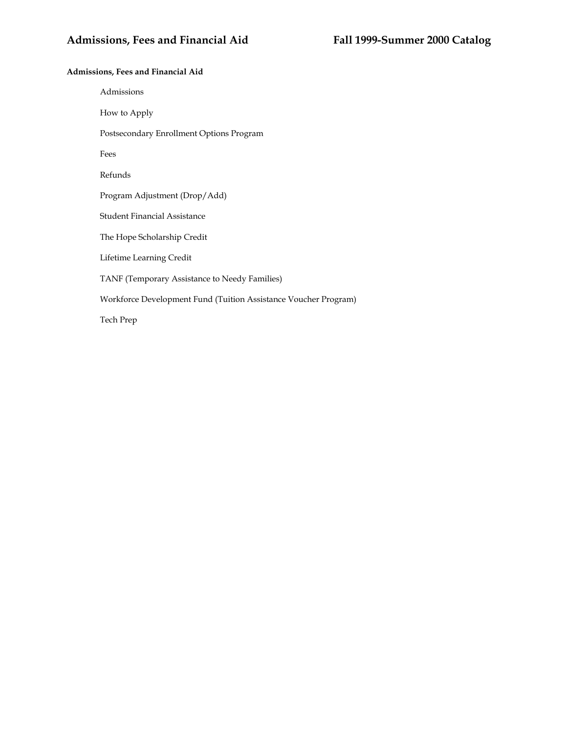**Admissions, Fees and Financial Aid**

- Admissions
- How to Apply
- Postsecondary Enrollment Options Program
- Fees
- Refunds
- Program Adjustment (Drop/Add)
- Student Financial Assistance
- The Hope Scholarship Credit
- Lifetime Learning Credit
- TANF (Temporary Assistance to Needy Families)
- Workforce Development Fund (Tuition Assistance Voucher Program)
- Tech Prep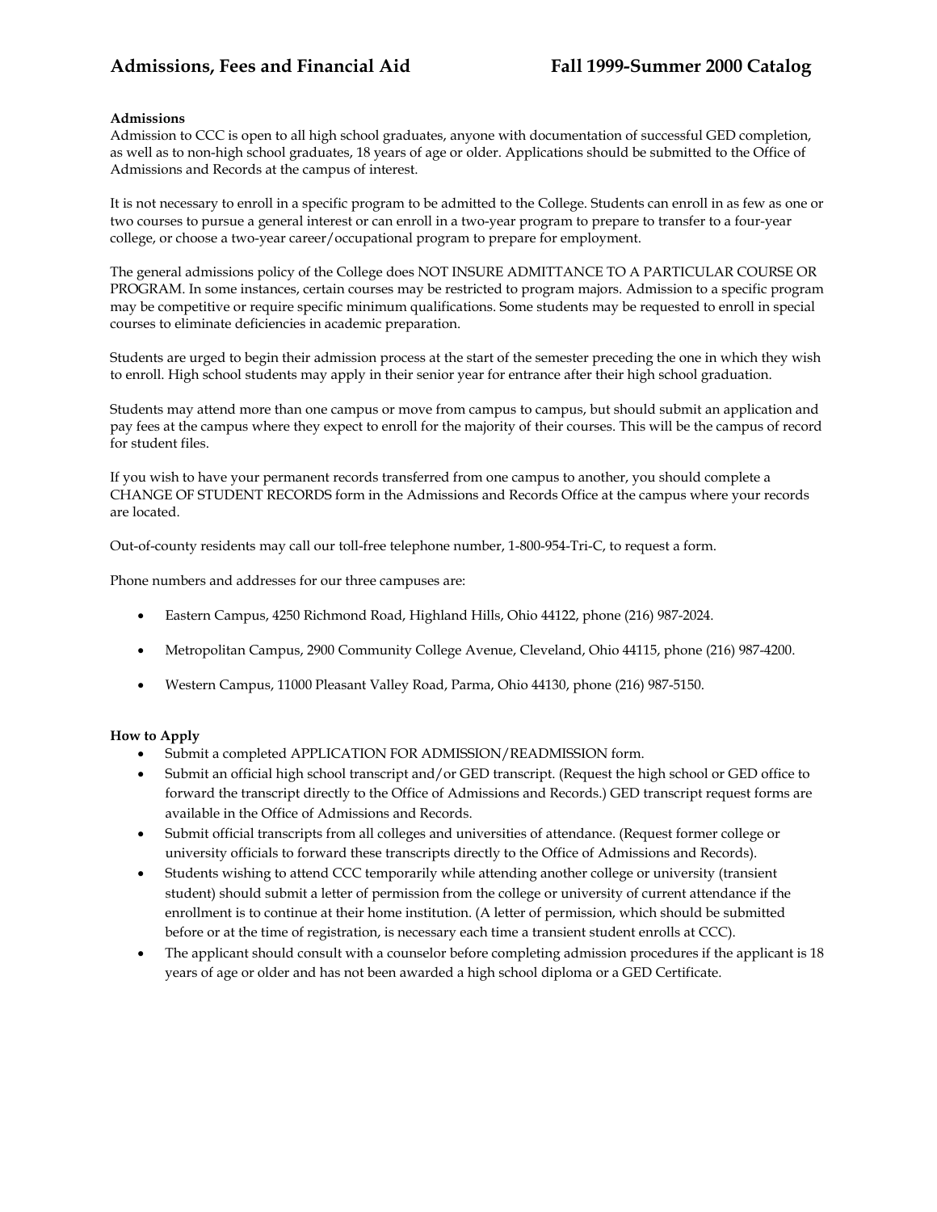**Admissions**

Admission to CCC is open to all high school graduates, anyone with documentation of successful GED completion, as well as to non-high school graduates, 18 years of age or older. Applications should be submitted to the Office of Admissions and Records at the campus of interest.

It is not necessary to enroll in a specific program to be admitted to the College. Students can enroll in as few as one or two courses to pursue a general interest or can enroll in a two-year program to prepare to transfer to a four-year college, or choose a two-year career/occupational program to prepare for employment.

The general admissions policy of the College does NOT INSURE ADMITTANCE TO A PARTICULAR COURSE OR PROGRAM. In some instances, certain courses may be restricted to program majors. Admission to a specific program may be competitive or require specific minimum qualifications. Some students may be requested to enroll in special courses to eliminate deficiencies in academic preparation.

Students are urged to begin their admission process at the start of the semester preceding the one in which they wish to enroll. High school students may apply in their senior year for entrance after their high school graduation.

Students may attend more than one campus or move from campus to campus, but should submit an application and pay fees at the campus where they expect to enroll for the majority of their courses. This will be the campus of record for student files.

If you wish to have your permanent records transferred from one campus to another, you should complete a CHANGE OF STUDENT RECORDS form in the Admissions and Records Office at the campus where your records are located.

Out-of-county residents may call our toll-free telephone number, 1-800-954-Tri-C, to request a form.

Phone numbers and addresses for our three campuses are:

- Eastern Campus, 4250 Richmond Road, Highland Hills, Ohio 44122, phone (216) 987-2024.
- Metropolitan Campus, 2900 Community College Avenue, Cleveland, Ohio 44115, phone (216) 987-4200.
- Western Campus, 11000 Pleasant Valley Road, Parma, Ohio 44130, phone (216) 987-5150.

**How to Apply**

- Submit a completed APPLICATION FOR ADMISSION/READMISSION form.
- Submit an official high school transcript and/or GED transcript. (Request the high school or GED office to forward the transcript directly to the Office of Admissions and Records.) GED transcript request forms are available in the Office of Admissions and Records.
- Submit official transcripts from all colleges and universities of attendance. (Request former college or university officials to forward these transcripts directly to the Office of Admissions and Records).
- Students wishing to attend CCC temporarily while attending another college or university (transient student) should submit a letter of permission from the college or university of current attendance if the enrollment is to continue at their home institution. (A letter of permission, which should be submitted before or at the time of registration, is necessary each time a transient student enrolls at CCC).
- The applicant should consult with a counselor before completing admission procedures if the applicant is 18 years of age or older and has not been awarded a high school diploma or a GED Certificate.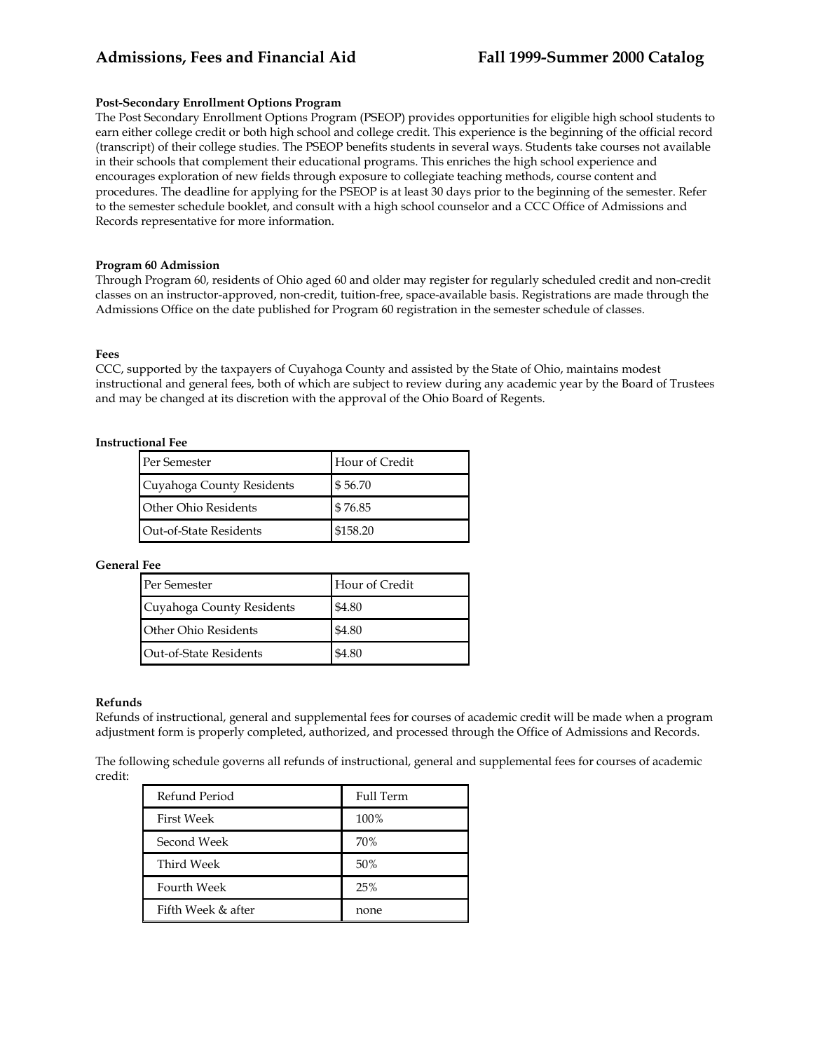### Post-Secondary Enrollment Options Program

The Post Secondary Enrollment Options Program (PSEOP) provides opportunities for eligible high school students to earn either college credit or both high school and college credit. This experience is the beginning of the official record (transcript) of their college studies. The PSEOP benefits students in several ways. Students take courses not available in their schools that complement their educational programs. This enriches the high school experience and encourages exploration of new fields through exposure to collegiate teaching methods, course content and procedures. The deadline for applying for the PSEOP is at least 30 days prior to the beginning of the semester. Refer to the semester schedule booklet, and consult with a high school counselor and a CCC Office of Admissions and Records representative for more information.

### Program 60 Admission

Through Program 60, residents of Ohio aged 60 and older may register for regularly scheduled credit and non-credit classes on an instructor-approved, non-credit, tuition-free, space-available basis. Registrations are made through the Admissions Office on the date published for Program 60 registration in the semester schedule of classes.

### Fees

CCC, supported by the taxpayers of Cuyahoga County and assisted by the State of Ohio, maintains modest instructional and general fees, both of which are subject to review during any academic year by the Board of Trustees and may be changed at its discretion with the approval of the Ohio Board of Regents.

#### Instructional Fee

| Per Semester | Hour of Credit |
|---|---|
| Cuyahoga County Residents | $ 56.70 |
| Other Ohio Residents | $ 76.85 |
| Out-of-State Residents | $158.20 |

#### General Fee

| Per Semester | Hour of Credit |
|---|---|
| Cuyahoga County Residents | $4.80 |
| Other Ohio Residents | $4.80 |
| Out-of-State Residents | $4.80 |

### Refunds

Refunds of instructional, general and supplemental fees for courses of academic credit will be made when a program adjustment form is properly completed, authorized, and processed through the Office of Admissions and Records.

The following schedule governs all refunds of instructional, general and supplemental fees for courses of academic credit:

| Refund Period | Full Term |
|---|---|
| First Week | 100% |
| Second Week | 70% |
| Third Week | 50% |
| Fourth Week | 25% |
| Fifth Week & after | none |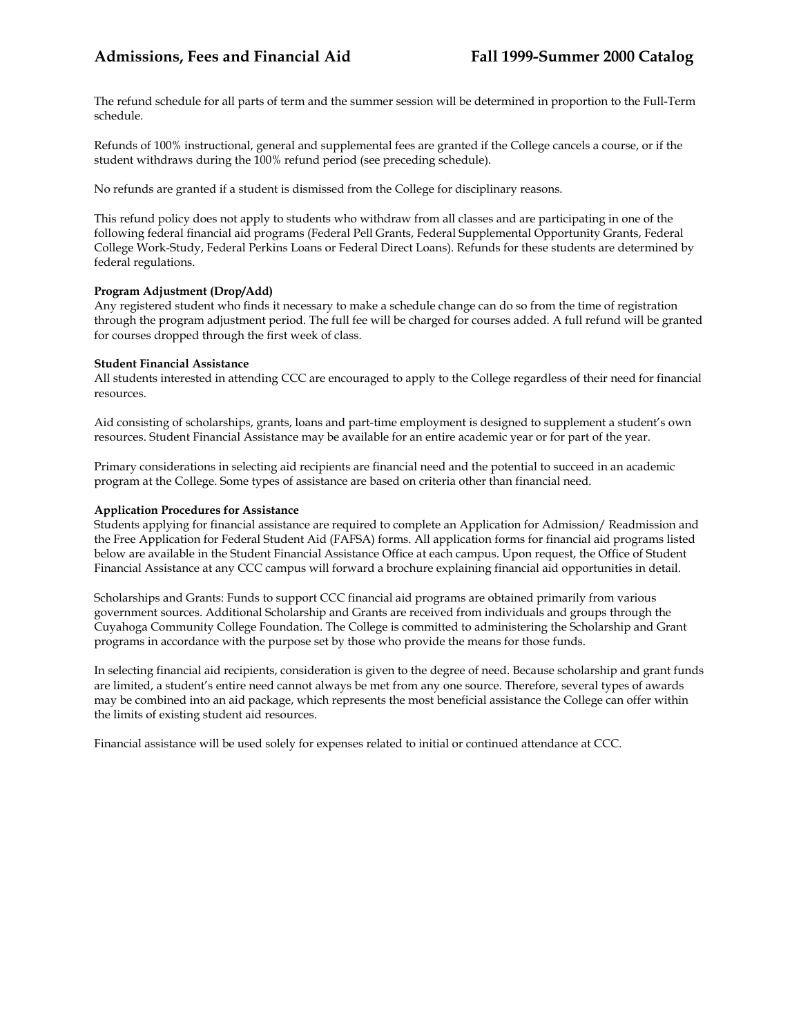The refund schedule for all parts of term and the summer session will be determined in proportion to the Full-Term schedule.

Refunds of 100% instructional, general and supplemental fees are granted if the College cancels a course, or if the student withdraws during the 100% refund period (see preceding schedule).

No refunds are granted if a student is dismissed from the College for disciplinary reasons.

This refund policy does not apply to students who withdraw from all classes and are participating in one of the following federal financial aid programs (Federal Pell Grants, Federal Supplemental Opportunity Grants, Federal College Work-Study, Federal Perkins Loans or Federal Direct Loans). Refunds for these students are determined by federal regulations.

**Program Adjustment (Drop/Add)**
Any registered student who finds it necessary to make a schedule change can do so from the time of registration through the program adjustment period. The full fee will be charged for courses added. A full refund will be granted for courses dropped through the first week of class.

**Student Financial Assistance**
All students interested in attending CCC are encouraged to apply to the College regardless of their need for financial resources.

Aid consisting of scholarships, grants, loans and part-time employment is designed to supplement a student's own resources. Student Financial Assistance may be available for an entire academic year or for part of the year.

Primary considerations in selecting aid recipients are financial need and the potential to succeed in an academic program at the College. Some types of assistance are based on criteria other than financial need.

**Application Procedures for Assistance**
Students applying for financial assistance are required to complete an Application for Admission/ Readmission and the Free Application for Federal Student Aid (FAFSA) forms. All application forms for financial aid programs listed below are available in the Student Financial Assistance Office at each campus. Upon request, the Office of Student Financial Assistance at any CCC campus will forward a brochure explaining financial aid opportunities in detail.

Scholarships and Grants: Funds to support CCC financial aid programs are obtained primarily from various government sources. Additional Scholarship and Grants are received from individuals and groups through the Cuyahoga Community College Foundation. The College is committed to administering the Scholarship and Grant programs in accordance with the purpose set by those who provide the means for those funds.

In selecting financial aid recipients, consideration is given to the degree of need. Because scholarship and grant funds are limited, a student's entire need cannot always be met from any one source. Therefore, several types of awards may be combined into an aid package, which represents the most beneficial assistance the College can offer within the limits of existing student aid resources.

Financial assistance will be used solely for expenses related to initial or continued attendance at CCC.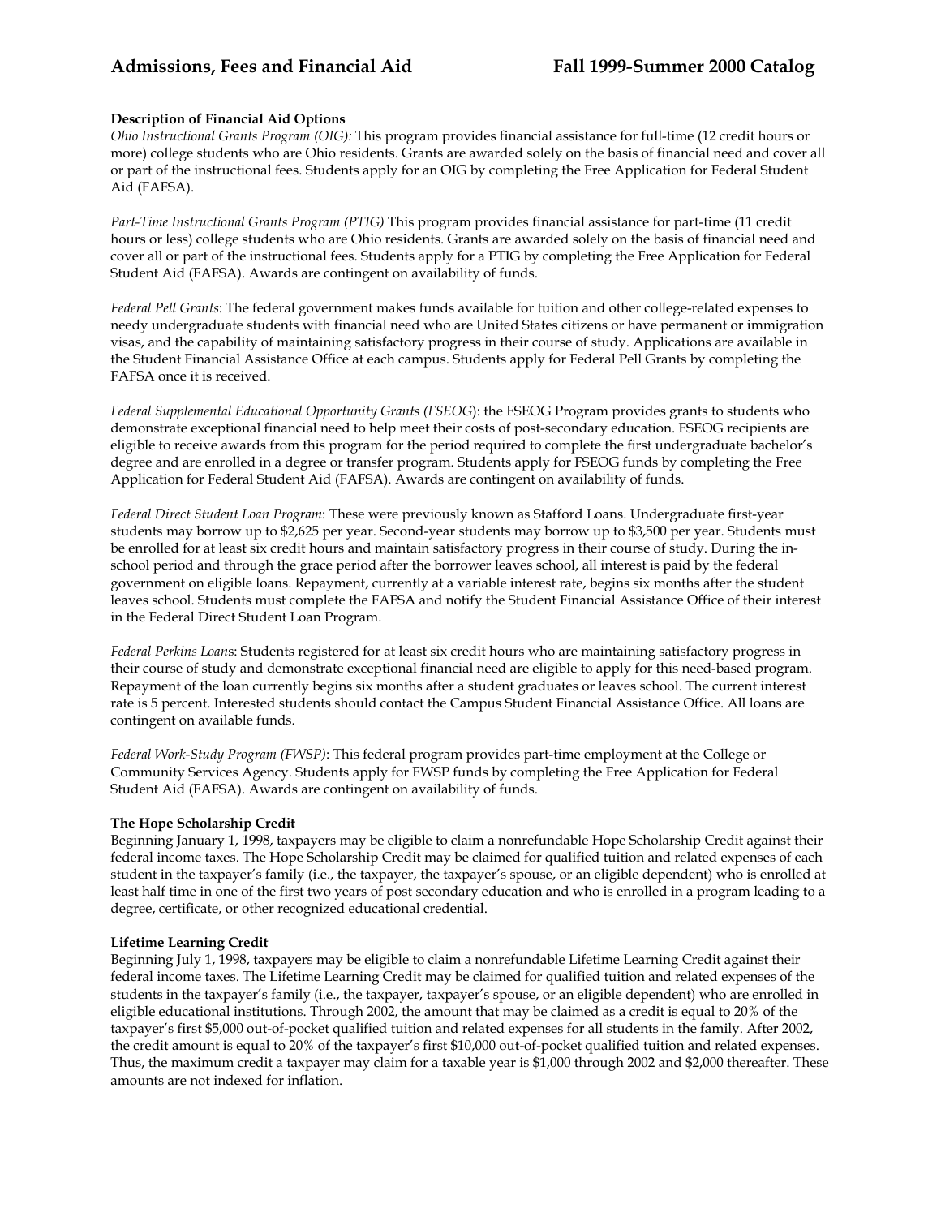### Description of Financial Aid Options

*Ohio Instructional Grants Program (OIG):* This program provides financial assistance for full-time (12 credit hours or more) college students who are Ohio residents. Grants are awarded solely on the basis of financial need and cover all or part of the instructional fees. Students apply for an OIG by completing the Free Application for Federal Student Aid (FAFSA).

*Part-Time Instructional Grants Program (PTIG)* This program provides financial assistance for part-time (11 credit hours or less) college students who are Ohio residents. Grants are awarded solely on the basis of financial need and cover all or part of the instructional fees. Students apply for a PTIG by completing the Free Application for Federal Student Aid (FAFSA). Awards are contingent on availability of funds.

*Federal Pell Grants*: The federal government makes funds available for tuition and other college-related expenses to needy undergraduate students with financial need who are United States citizens or have permanent or immigration visas, and the capability of maintaining satisfactory progress in their course of study. Applications are available in the Student Financial Assistance Office at each campus. Students apply for Federal Pell Grants by completing the FAFSA once it is received.

*Federal Supplemental Educational Opportunity Grants (FSEOG*): the FSEOG Program provides grants to students who demonstrate exceptional financial need to help meet their costs of post-secondary education. FSEOG recipients are eligible to receive awards from this program for the period required to complete the first undergraduate bachelor's degree and are enrolled in a degree or transfer program. Students apply for FSEOG funds by completing the Free Application for Federal Student Aid (FAFSA). Awards are contingent on availability of funds.

*Federal Direct Student Loan Program*: These were previously known as Stafford Loans. Undergraduate first-year students may borrow up to $2,625 per year. Second-year students may borrow up to $3,500 per year. Students must be enrolled for at least six credit hours and maintain satisfactory progress in their course of study. During the in-school period and through the grace period after the borrower leaves school, all interest is paid by the federal government on eligible loans. Repayment, currently at a variable interest rate, begins six months after the student leaves school. Students must complete the FAFSA and notify the Student Financial Assistance Office of their interest in the Federal Direct Student Loan Program.

*Federal Perkins Loan*s: Students registered for at least six credit hours who are maintaining satisfactory progress in their course of study and demonstrate exceptional financial need are eligible to apply for this need-based program. Repayment of the loan currently begins six months after a student graduates or leaves school. The current interest rate is 5 percent. Interested students should contact the Campus Student Financial Assistance Office. All loans are contingent on available funds.

*Federal Work-Study Program (FWSP)*: This federal program provides part-time employment at the College or Community Services Agency. Students apply for FWSP funds by completing the Free Application for Federal Student Aid (FAFSA). Awards are contingent on availability of funds.

### The Hope Scholarship Credit

Beginning January 1, 1998, taxpayers may be eligible to claim a nonrefundable Hope Scholarship Credit against their federal income taxes. The Hope Scholarship Credit may be claimed for qualified tuition and related expenses of each student in the taxpayer's family (i.e., the taxpayer, the taxpayer's spouse, or an eligible dependent) who is enrolled at least half time in one of the first two years of post secondary education and who is enrolled in a program leading to a degree, certificate, or other recognized educational credential.

### Lifetime Learning Credit

Beginning July 1, 1998, taxpayers may be eligible to claim a nonrefundable Lifetime Learning Credit against their federal income taxes. The Lifetime Learning Credit may be claimed for qualified tuition and related expenses of the students in the taxpayer's family (i.e., the taxpayer, taxpayer's spouse, or an eligible dependent) who are enrolled in eligible educational institutions. Through 2002, the amount that may be claimed as a credit is equal to 20% of the taxpayer's first $5,000 out-of-pocket qualified tuition and related expenses for all students in the family. After 2002, the credit amount is equal to 20% of the taxpayer's first $10,000 out-of-pocket qualified tuition and related expenses. Thus, the maximum credit a taxpayer may claim for a taxable year is $1,000 through 2002 and $2,000 thereafter. These amounts are not indexed for inflation.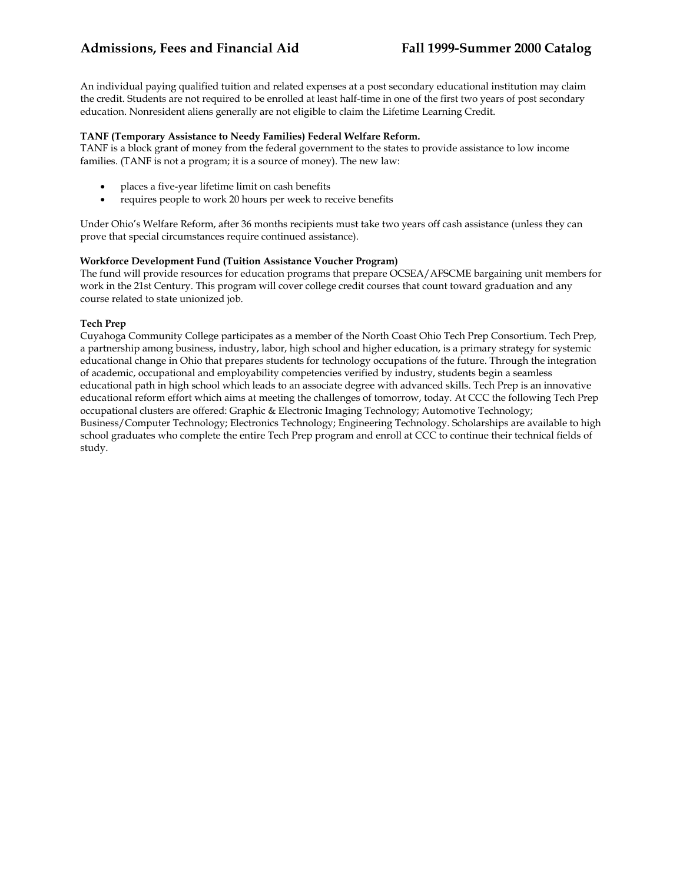An individual paying qualified tuition and related expenses at a post secondary educational institution may claim the credit. Students are not required to be enrolled at least half-time in one of the first two years of post secondary education. Nonresident aliens generally are not eligible to claim the Lifetime Learning Credit.

**TANF (Temporary Assistance to Needy Families) Federal Welfare Reform.**
TANF is a block grant of money from the federal government to the states to provide assistance to low income families. (TANF is not a program; it is a source of money). The new law:

- places a five-year lifetime limit on cash benefits
- requires people to work 20 hours per week to receive benefits

Under Ohio's Welfare Reform, after 36 months recipients must take two years off cash assistance (unless they can prove that special circumstances require continued assistance).

**Workforce Development Fund (Tuition Assistance Voucher Program)**
The fund will provide resources for education programs that prepare OCSEA/AFSCME bargaining unit members for work in the 21st Century. This program will cover college credit courses that count toward graduation and any course related to state unionized job.

**Tech Prep**
Cuyahoga Community College participates as a member of the North Coast Ohio Tech Prep Consortium. Tech Prep, a partnership among business, industry, labor, high school and higher education, is a primary strategy for systemic educational change in Ohio that prepares students for technology occupations of the future. Through the integration of academic, occupational and employability competencies verified by industry, students begin a seamless educational path in high school which leads to an associate degree with advanced skills. Tech Prep is an innovative educational reform effort which aims at meeting the challenges of tomorrow, today. At CCC the following Tech Prep occupational clusters are offered: Graphic & Electronic Imaging Technology; Automotive Technology; Business/Computer Technology; Electronics Technology; Engineering Technology. Scholarships are available to high school graduates who complete the entire Tech Prep program and enroll at CCC to continue their technical fields of study.